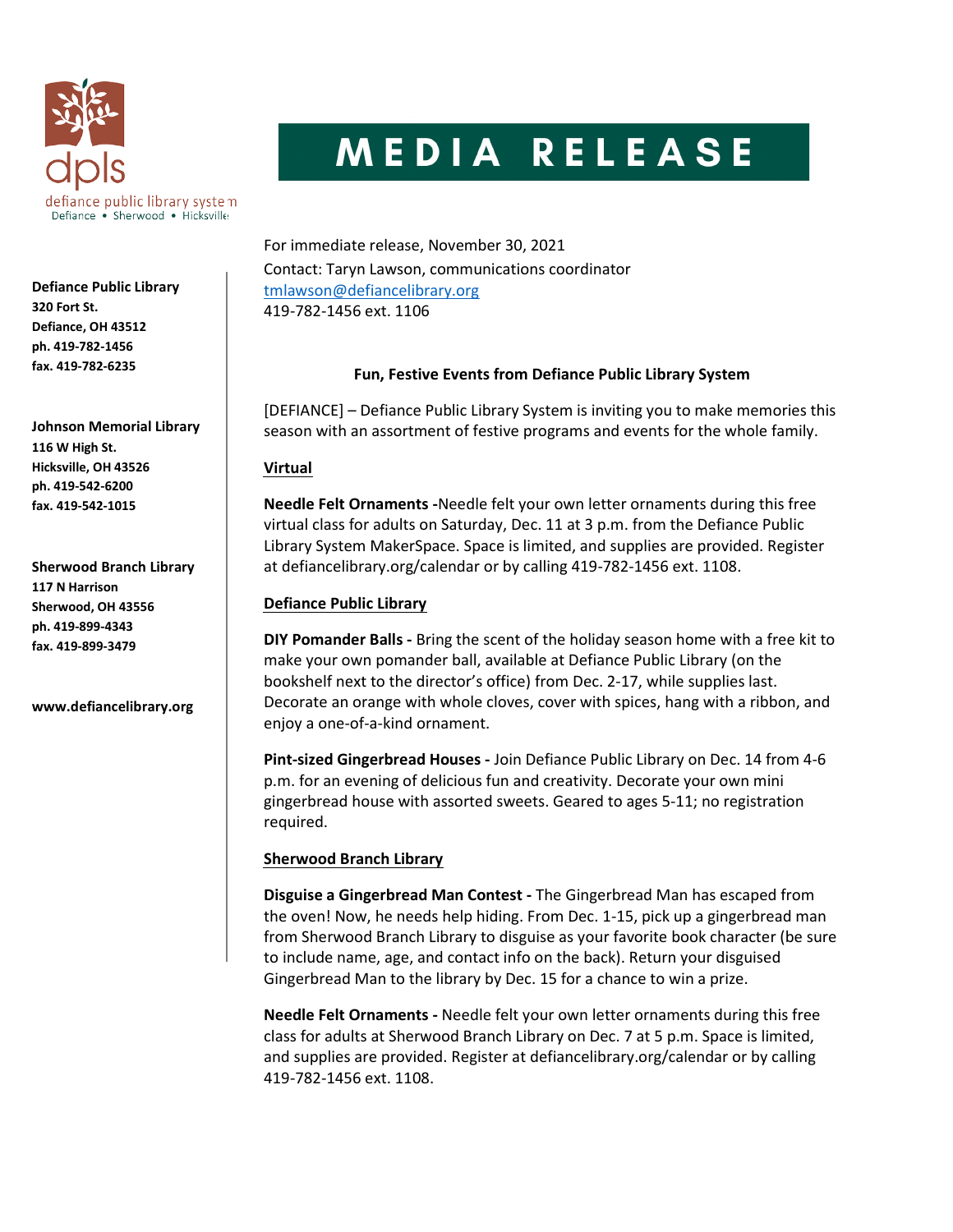dpls
defiance public library system
Defiance • Sherwood • Hicksville

# MEDIA RELEASE

**Defiance Public Library**
**320 Fort St.**
**Defiance, OH 43512**
**ph. 419-782-1456**
**fax. 419-782-6235**

**Johnson Memorial Library**
**116 W High St.**
**Hicksville, OH 43526**
**ph. 419-542-6200**
**fax. 419-542-1015**

**Sherwood Branch Library**
**117 N Harrison**
**Sherwood, OH 43556**
**ph. 419-899-4343**
**fax. 419-899-3479**

**www.defiancelibrary.org**

For immediate release, November 30, 2021
Contact: Taryn Lawson, communications coordinator
tmlawson@defiancelibrary.org
419-782-1456 ext. 1106

**Fun, Festive Events from Defiance Public Library System**

[DEFIANCE] – Defiance Public Library System is inviting you to make memories this season with an assortment of festive programs and events for the whole family.

**Virtual**

**Needle Felt Ornaments -**Needle felt your own letter ornaments during this free virtual class for adults on Saturday, Dec. 11 at 3 p.m. from the Defiance Public Library System MakerSpace. Space is limited, and supplies are provided. Register at defiancelibrary.org/calendar or by calling 419-782-1456 ext. 1108.

**Defiance Public Library**

**DIY Pomander Balls -** Bring the scent of the holiday season home with a free kit to make your own pomander ball, available at Defiance Public Library (on the bookshelf next to the director's office) from Dec. 2-17, while supplies last. Decorate an orange with whole cloves, cover with spices, hang with a ribbon, and enjoy a one-of-a-kind ornament.

**Pint-sized Gingerbread Houses -** Join Defiance Public Library on Dec. 14 from 4-6 p.m. for an evening of delicious fun and creativity. Decorate your own mini gingerbread house with assorted sweets. Geared to ages 5-11; no registration required.

**Sherwood Branch Library**

**Disguise a Gingerbread Man Contest -** The Gingerbread Man has escaped from the oven! Now, he needs help hiding. From Dec. 1-15, pick up a gingerbread man from Sherwood Branch Library to disguise as your favorite book character (be sure to include name, age, and contact info on the back). Return your disguised Gingerbread Man to the library by Dec. 15 for a chance to win a prize.

**Needle Felt Ornaments -** Needle felt your own letter ornaments during this free class for adults at Sherwood Branch Library on Dec. 7 at 5 p.m. Space is limited, and supplies are provided. Register at defiancelibrary.org/calendar or by calling 419-782-1456 ext. 1108.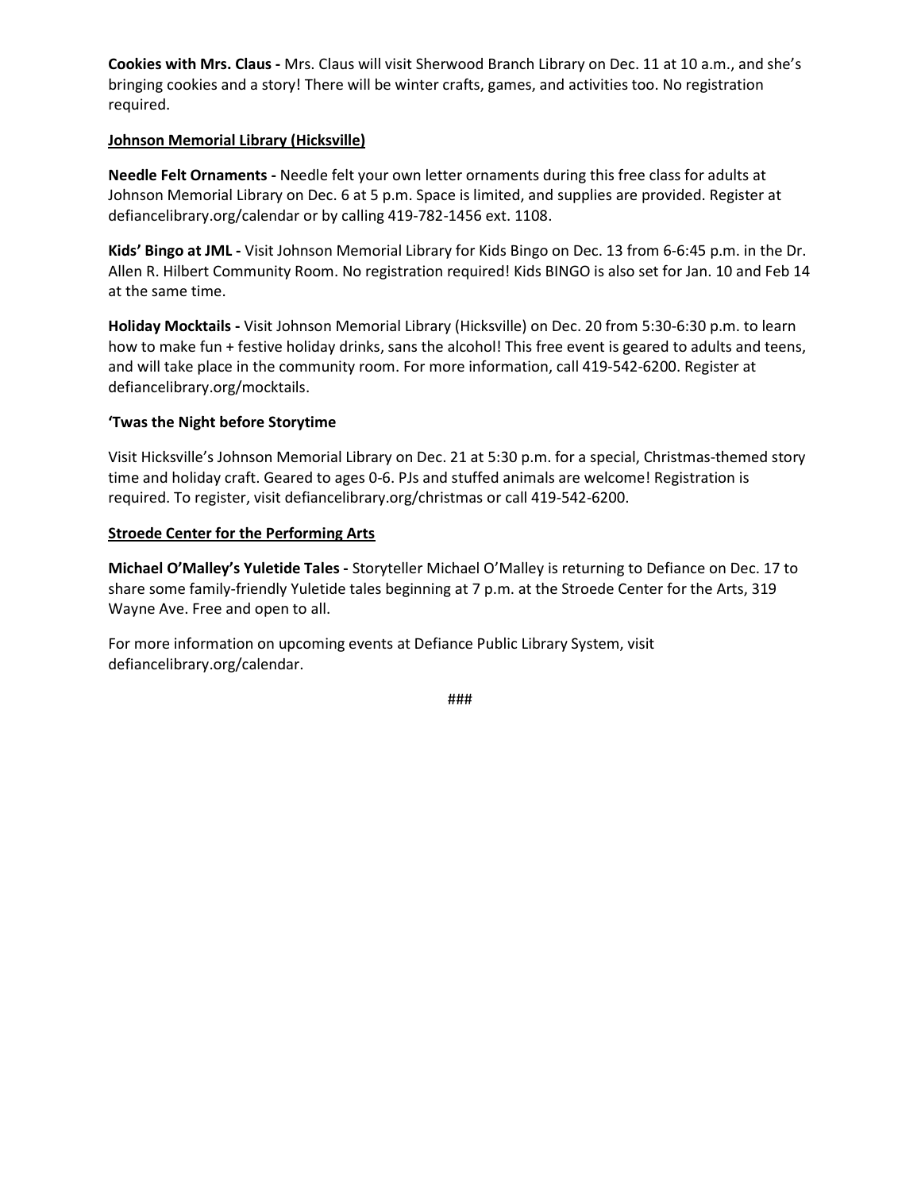**Cookies with Mrs. Claus -** Mrs. Claus will visit Sherwood Branch Library on Dec. 11 at 10 a.m., and she's bringing cookies and a story! There will be winter crafts, games, and activities too. No registration required.

**Johnson Memorial Library (Hicksville)**

**Needle Felt Ornaments -** Needle felt your own letter ornaments during this free class for adults at Johnson Memorial Library on Dec. 6 at 5 p.m. Space is limited, and supplies are provided. Register at defiancelibrary.org/calendar or by calling 419-782-1456 ext. 1108.

**Kids' Bingo at JML -** Visit Johnson Memorial Library for Kids Bingo on Dec. 13 from 6-6:45 p.m. in the Dr. Allen R. Hilbert Community Room. No registration required! Kids BINGO is also set for Jan. 10 and Feb 14 at the same time.

**Holiday Mocktails -** Visit Johnson Memorial Library (Hicksville) on Dec. 20 from 5:30-6:30 p.m. to learn how to make fun + festive holiday drinks, sans the alcohol! This free event is geared to adults and teens, and will take place in the community room. For more information, call 419-542-6200. Register at defiancelibrary.org/mocktails.

**'Twas the Night before Storytime**

Visit Hicksville's Johnson Memorial Library on Dec. 21 at 5:30 p.m. for a special, Christmas-themed story time and holiday craft. Geared to ages 0-6. PJs and stuffed animals are welcome! Registration is required. To register, visit defiancelibrary.org/christmas or call 419-542-6200.

**Stroede Center for the Performing Arts**

**Michael O'Malley's Yuletide Tales -** Storyteller Michael O'Malley is returning to Defiance on Dec. 17 to share some family-friendly Yuletide tales beginning at 7 p.m. at the Stroede Center for the Arts, 319 Wayne Ave. Free and open to all.

For more information on upcoming events at Defiance Public Library System, visit defiancelibrary.org/calendar.

###